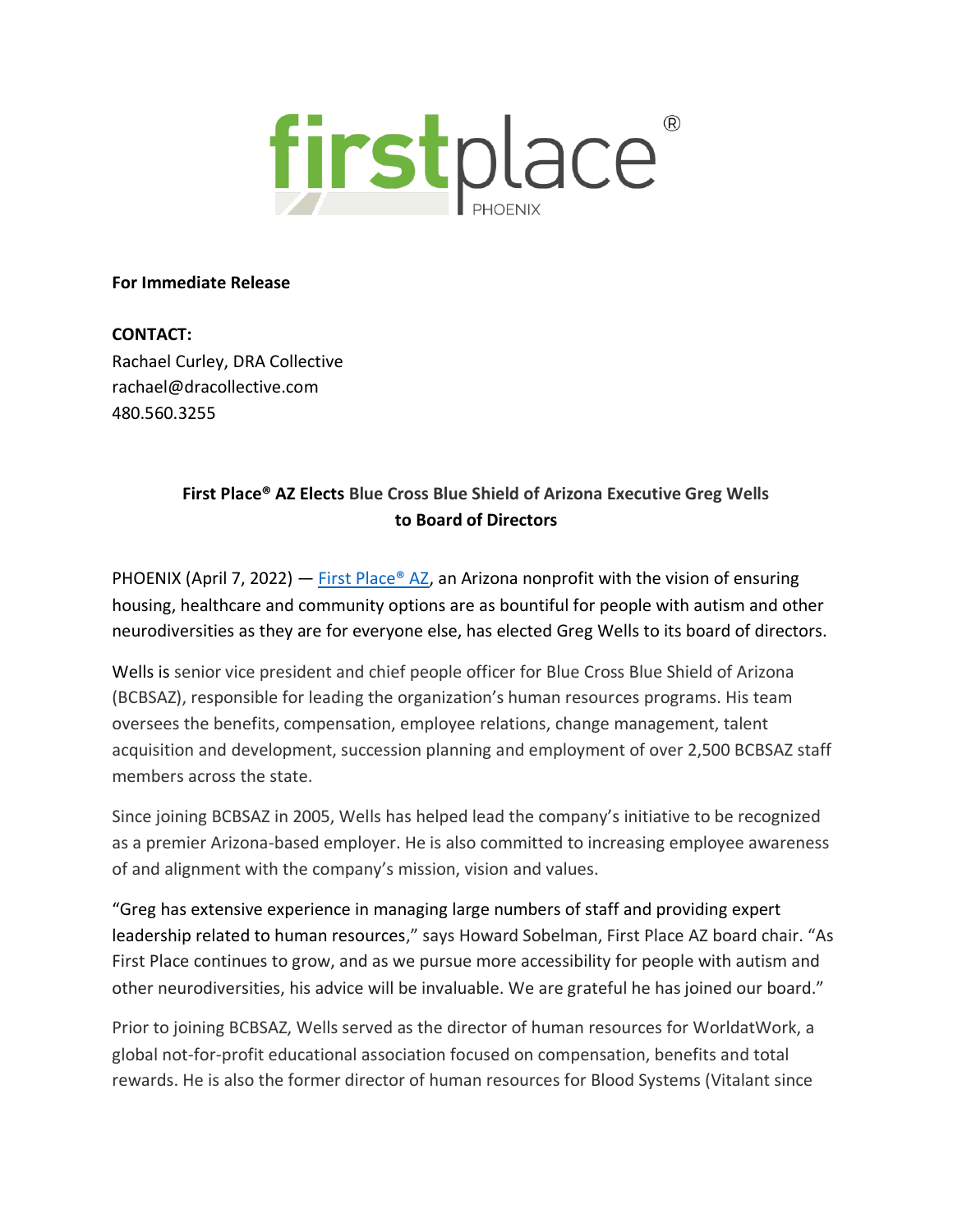firstplace®
PHOENIX

**For Immediate Release**

**CONTACT:**
Rachael Curley, DRA Collective
rachael@dracollective.com
480.560.3255

**First Place® AZ Elects Blue Cross Blue Shield of Arizona Executive Greg Wells to Board of Directors**

PHOENIX (April 7, 2022) — First Place® AZ, an Arizona nonprofit with the vision of ensuring housing, healthcare and community options are as bountiful for people with autism and other neurodiversities as they are for everyone else, has elected Greg Wells to its board of directors.

Wells is senior vice president and chief people officer for Blue Cross Blue Shield of Arizona (BCBSAZ), responsible for leading the organization's human resources programs. His team oversees the benefits, compensation, employee relations, change management, talent acquisition and development, succession planning and employment of over 2,500 BCBSAZ staff members across the state.

Since joining BCBSAZ in 2005, Wells has helped lead the company's initiative to be recognized as a premier Arizona-based employer. He is also committed to increasing employee awareness of and alignment with the company's mission, vision and values.

"Greg has extensive experience in managing large numbers of staff and providing expert leadership related to human resources," says Howard Sobelman, First Place AZ board chair. "As First Place continues to grow, and as we pursue more accessibility for people with autism and other neurodiversities, his advice will be invaluable. We are grateful he has joined our board."

Prior to joining BCBSAZ, Wells served as the director of human resources for WorldatWork, a global not-for-profit educational association focused on compensation, benefits and total rewards. He is also the former director of human resources for Blood Systems (Vitalant since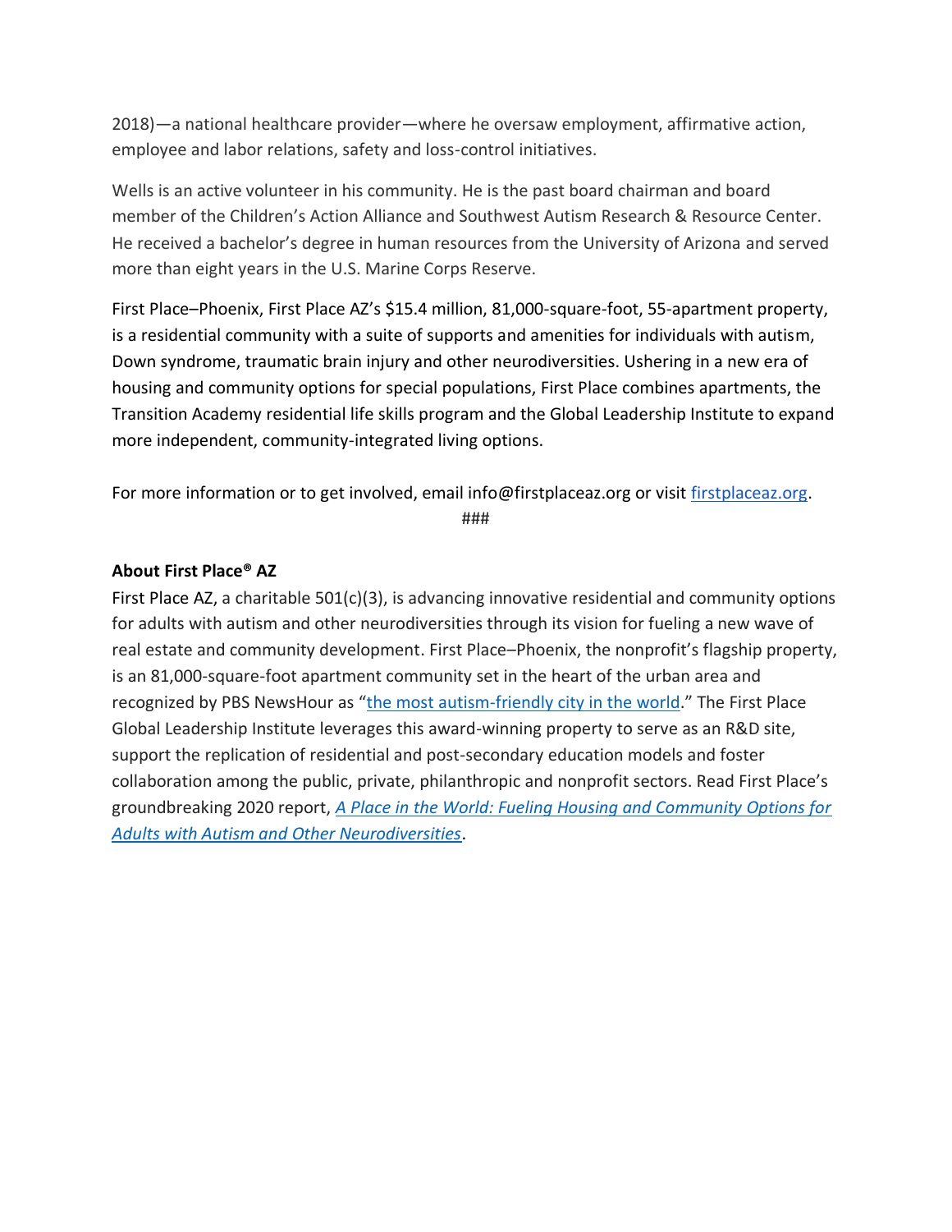2018)—a national healthcare provider—where he oversaw employment, affirmative action, employee and labor relations, safety and loss-control initiatives.

Wells is an active volunteer in his community. He is the past board chairman and board member of the Children's Action Alliance and Southwest Autism Research & Resource Center. He received a bachelor's degree in human resources from the University of Arizona and served more than eight years in the U.S. Marine Corps Reserve.

First Place–Phoenix, First Place AZ's $15.4 million, 81,000-square-foot, 55-apartment property, is a residential community with a suite of supports and amenities for individuals with autism, Down syndrome, traumatic brain injury and other neurodiversities. Ushering in a new era of housing and community options for special populations, First Place combines apartments, the Transition Academy residential life skills program and the Global Leadership Institute to expand more independent, community-integrated living options.

For more information or to get involved, email info@firstplaceaz.org or visit firstplaceaz.org.

###

**About First Place® AZ**

First Place AZ, a charitable 501(c)(3), is advancing innovative residential and community options for adults with autism and other neurodiversities through its vision for fueling a new wave of real estate and community development. First Place–Phoenix, the nonprofit's flagship property, is an 81,000-square-foot apartment community set in the heart of the urban area and recognized by PBS NewsHour as "the most autism-friendly city in the world." The First Place Global Leadership Institute leverages this award-winning property to serve as an R&D site, support the replication of residential and post-secondary education models and foster collaboration among the public, private, philanthropic and nonprofit sectors. Read First Place's groundbreaking 2020 report, *A Place in the World: Fueling Housing and Community Options for Adults with Autism and Other Neurodiversities*.